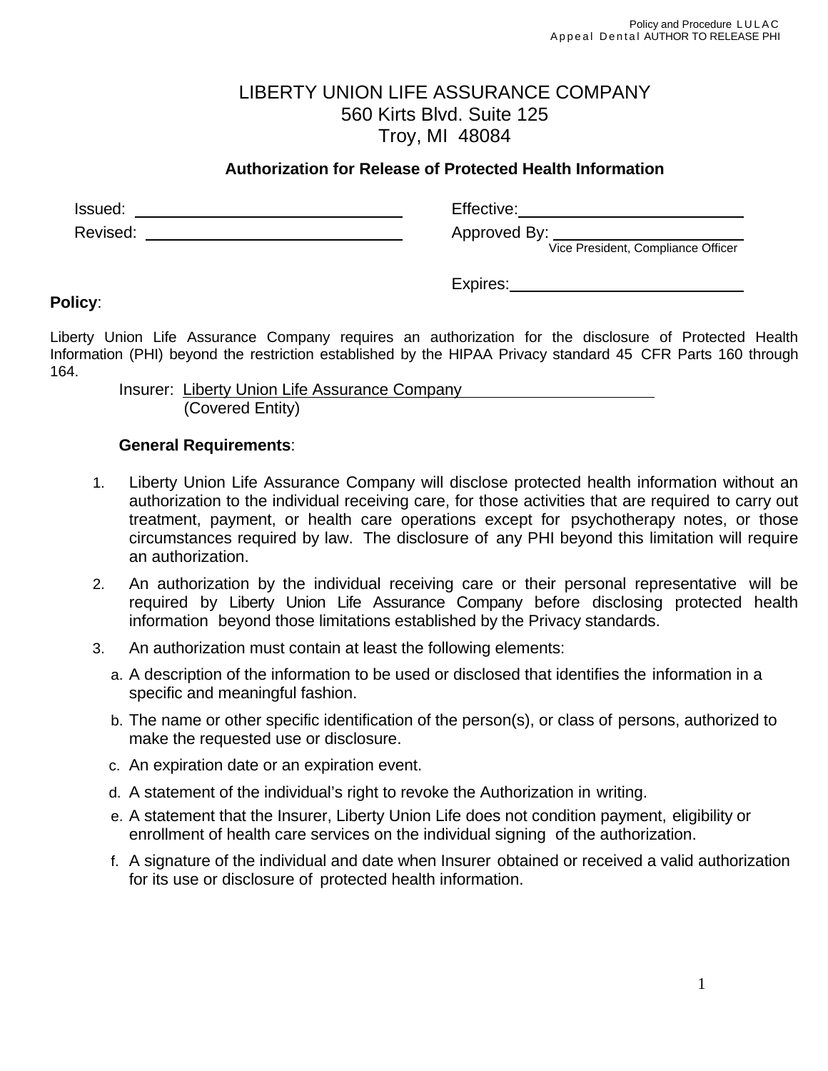# LIBERTY UNION LIFE ASSURANCE COMPANY

560 Kirts Blvd. Suite 125
Troy, MI 48084

## Authorization for Release of Protected Health Information

Issued: ______________________ Effective: ______________________

Revised: ______________________ Approved By: ______________________
Vice President, Compliance Officer

Expires: ______________________

**Policy**:

Liberty Union Life Assurance Company requires an authorization for the disclosure of Protected Health Information (PHI) beyond the restriction established by the HIPAA Privacy standard 45 CFR Parts 160 through 164.

Insurer: Liberty Union Life Assurance Company
(Covered Entity)

**General Requirements**:

1. Liberty Union Life Assurance Company will disclose protected health information without an authorization to the individual receiving care, for those activities that are required to carry out treatment, payment, or health care operations except for psychotherapy notes, or those circumstances required by law. The disclosure of any PHI beyond this limitation will require an authorization.
2. An authorization by the individual receiving care or their personal representative will be required by Liberty Union Life Assurance Company before disclosing protected health information beyond those limitations established by the Privacy standards.
3. An authorization must contain at least the following elements:
   a. A description of the information to be used or disclosed that identifies the information in a specific and meaningful fashion.
   b. The name or other specific identification of the person(s), or class of persons, authorized to make the requested use or disclosure.
   c. An expiration date or an expiration event.
   d. A statement of the individual's right to revoke the Authorization in writing.
   e. A statement that the Insurer, Liberty Union Life does not condition payment, eligibility or enrollment of health care services on the individual signing of the authorization.
   f. A signature of the individual and date when Insurer obtained or received a valid authorization for its use or disclosure of protected health information.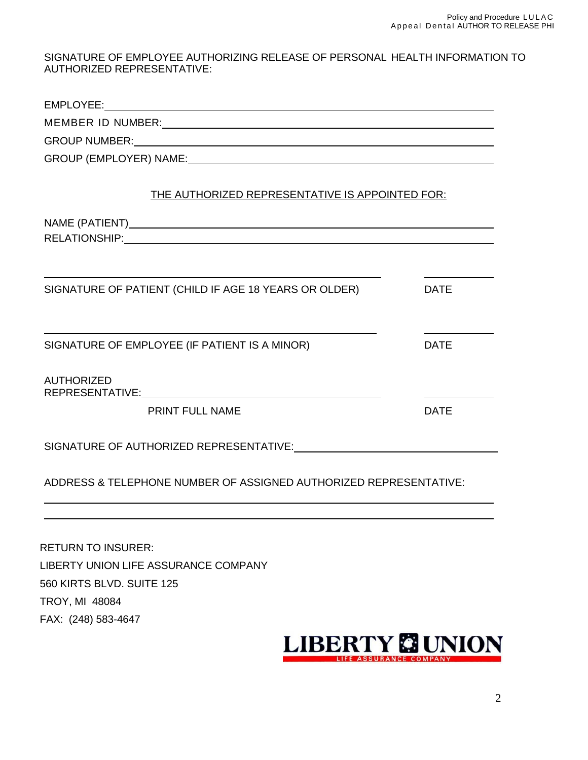SIGNATURE OF EMPLOYEE AUTHORIZING RELEASE OF PERSONAL HEALTH INFORMATION TO AUTHORIZED REPRESENTATIVE:

EMPLOYEE: ______________________________________________

MEMBER ID NUMBER: ______________________________________________

GROUP NUMBER: ______________________________________________

GROUP (EMPLOYER) NAME: ______________________________________________

THE AUTHORIZED REPRESENTATIVE IS APPOINTED FOR:

NAME (PATIENT) ______________________________________________

RELATIONSHIP: ______________________________________________

______________________________________________ ____________

SIGNATURE OF PATIENT (CHILD IF AGE 18 YEARS OR OLDER) DATE

______________________________________________ ____________

SIGNATURE OF EMPLOYEE (IF PATIENT IS A MINOR) DATE

AUTHORIZED REPRESENTATIVE: ______________________________________________ ____________

PRINT FULL NAME DATE

SIGNATURE OF AUTHORIZED REPRESENTATIVE: ______________________________________________

ADDRESS & TELEPHONE NUMBER OF ASSIGNED AUTHORIZED REPRESENTATIVE:

______________________________________________

______________________________________________

RETURN TO INSURER:

LIBERTY UNION LIFE ASSURANCE COMPANY

560 KIRTS BLVD. SUITE 125

TROY, MI 48084

FAX: (248) 583-4647

LIBERTY UNION LIFE ASSURANCE COMPANY